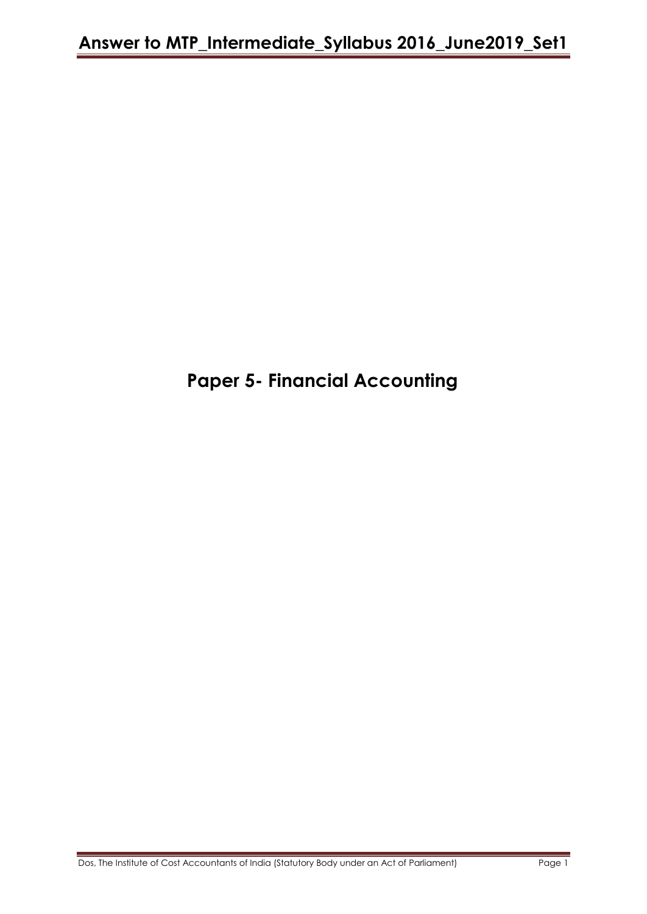# Paper 5- Financial Accounting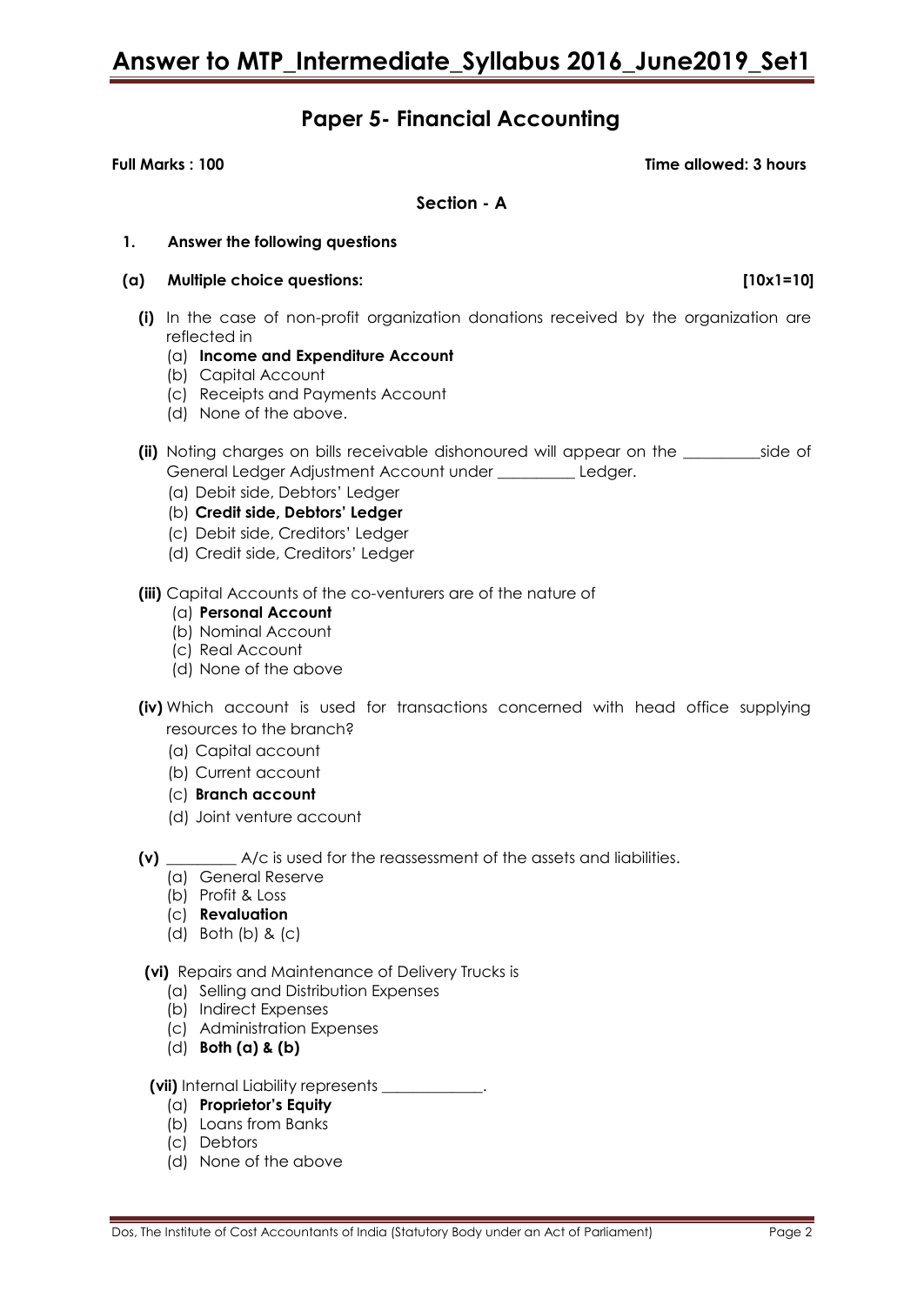# Paper 5- Financial Accounting

**Full Marks : 100** **Time allowed: 3 hours**

## Section - A

**1. Answer the following questions**

**(a) Multiple choice questions: [10x1=10]**

**(i)** In the case of non-profit organization donations received by the organization are reflected in
- (a) **Income and Expenditure Account**
- (b) Capital Account
- (c) Receipts and Payments Account
- (d) None of the above.

**(ii)** Noting charges on bills receivable dishonoured will appear on the __________side of General Ledger Adjustment Account under __________ Ledger.
- (a) Debit side, Debtors' Ledger
- (b) **Credit side, Debtors' Ledger**
- (c) Debit side, Creditors' Ledger
- (d) Credit side, Creditors' Ledger

**(iii)** Capital Accounts of the co-venturers are of the nature of
- (a) **Personal Account**
- (b) Nominal Account
- (c) Real Account
- (d) None of the above

**(iv)** Which account is used for transactions concerned with head office supplying resources to the branch?
- (a) Capital account
- (b) Current account
- (c) **Branch account**
- (d) Joint venture account

**(v)** _________ A/c is used for the reassessment of the assets and liabilities.
- (a) General Reserve
- (b) Profit & Loss
- (c) **Revaluation**
- (d) Both (b) & (c)

**(vi)** Repairs and Maintenance of Delivery Trucks is
- (a) Selling and Distribution Expenses
- (b) Indirect Expenses
- (c) Administration Expenses
- (d) **Both (a) & (b)**

**(vii)** Internal Liability represents _____________.
- (a) **Proprietor's Equity**
- (b) Loans from Banks
- (c) Debtors
- (d) None of the above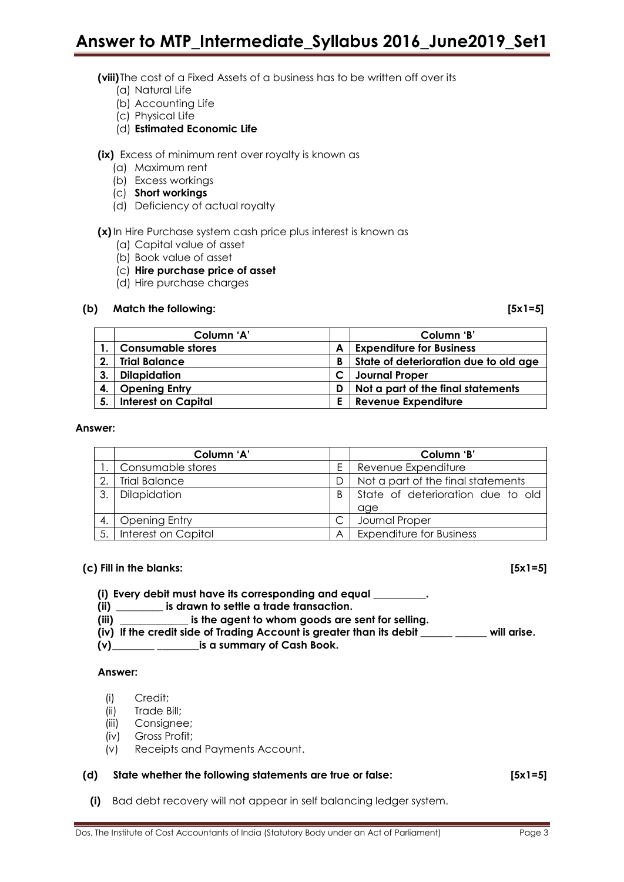**(viii)** The cost of a Fixed Assets of a business has to be written off over its

(a) Natural Life
(b) Accounting Life
(c) Physical Life
(d) **Estimated Economic Life**

**(ix)** Excess of minimum rent over royalty is known as

(a) Maximum rent
(b) Excess workings
(c) **Short workings**
(d) Deficiency of actual royalty

**(x)** In Hire Purchase system cash price plus interest is known as

(a) Capital value of asset
(b) Book value of asset
(c) **Hire purchase price of asset**
(d) Hire purchase charges

**(b) Match the following: [5x1=5]**

| | Column 'A' | | Column 'B' |
|---|---|---|---|
| **1.** | **Consumable stores** | **A** | **Expenditure for Business** |
| **2.** | **Trial Balance** | **B** | **State of deterioration due to old age** |
| **3.** | **Dilapidation** | **C** | **Journal Proper** |
| **4.** | **Opening Entry** | **D** | **Not a part of the final statements** |
| **5.** | **Interest on Capital** | **E** | **Revenue Expenditure** |

**Answer:**

| | Column 'A' | | Column 'B' |
|---|---|---|---|
| 1. | Consumable stores | E | Revenue Expenditure |
| 2. | Trial Balance | D | Not a part of the final statements |
| 3. | Dilapidation | B | State of deterioration due to old age |
| 4. | Opening Entry | C | Journal Proper |
| 5. | Interest on Capital | A | Expenditure for Business |

**(c) Fill in the blanks: [5x1=5]**

**(i) Every debit must have its corresponding and equal __________.**
**(ii) _________ is drawn to settle a trade transaction.**
**(iii) _____________ is the agent to whom goods are sent for selling.**
**(iv) If the credit side of Trading Account is greater than its debit ______ ______ will arise.**
**(v)________ ________is a summary of Cash Book.**

**Answer:**

(i) Credit;
(ii) Trade Bill;
(iii) Consignee;
(iv) Gross Profit;
(v) Receipts and Payments Account.

**(d) State whether the following statements are true or false: [5x1=5]**

**(i)** Bad debt recovery will not appear in self balancing ledger system.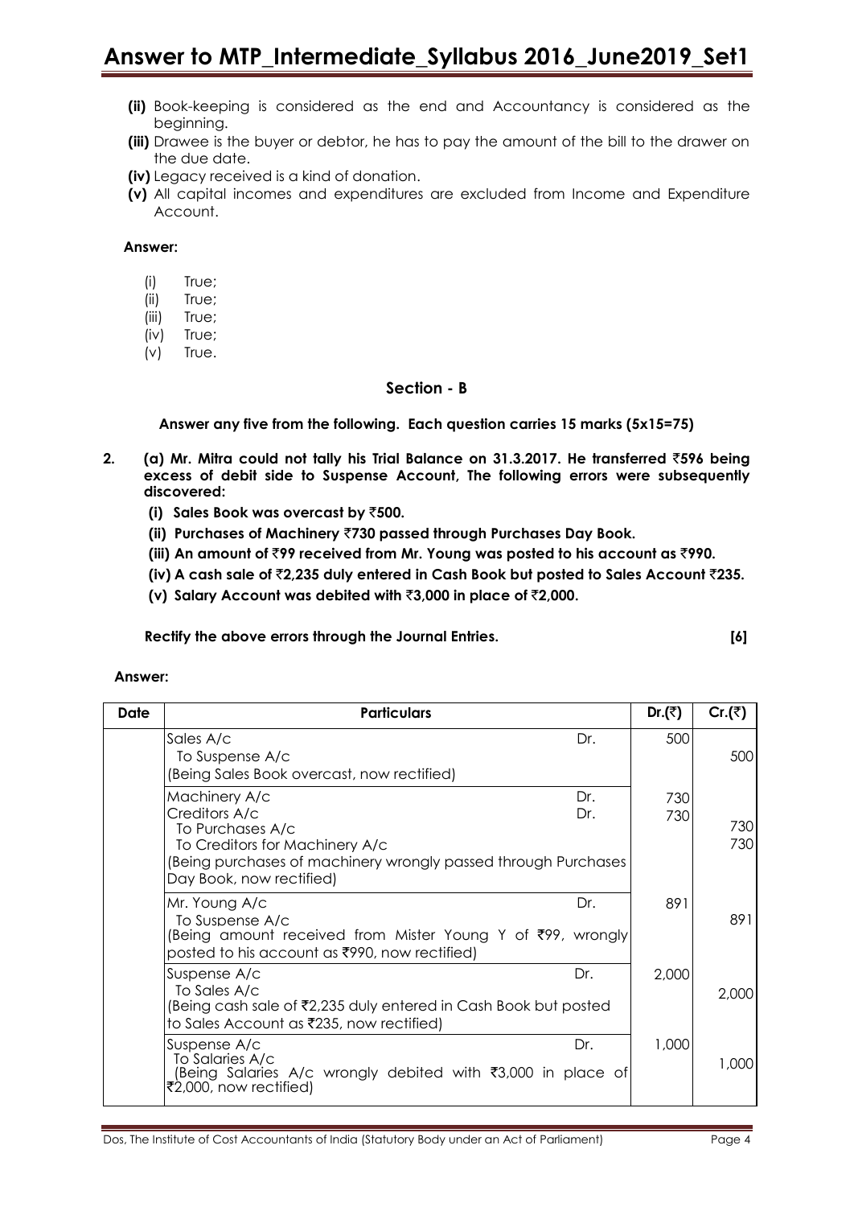**(ii)** Book-keeping is considered as the end and Accountancy is considered as the beginning.

**(iii)** Drawee is the buyer or debtor, he has to pay the amount of the bill to the drawer on the due date.

**(iv)** Legacy received is a kind of donation.

**(v)** All capital incomes and expenditures are excluded from Income and Expenditure Account.

**Answer:**

(i) True;
(ii) True;
(iii) True;
(iv) True;
(v) True.

## Section - B

**Answer any five from the following. Each question carries 15 marks (5x15=75)**

**2. (a) Mr. Mitra could not tally his Trial Balance on 31.3.2017. He transferred ₹596 being excess of debit side to Suspense Account, The following errors were subsequently discovered:**

**(i) Sales Book was overcast by ₹500.**

**(ii) Purchases of Machinery ₹730 passed through Purchases Day Book.**

**(iii) An amount of ₹99 received from Mr. Young was posted to his account as ₹990.**

**(iv) A cash sale of ₹2,235 duly entered in Cash Book but posted to Sales Account ₹235.**

**(v) Salary Account was debited with ₹3,000 in place of ₹2,000.**

**Rectify the above errors through the Journal Entries. [6]**

**Answer:**

| Date | Particulars | | Dr.(₹) | Cr.(₹) |
|---|---|---|---|---|
| | Sales A/c | Dr. | 500 | |
| | To Suspense A/c | | | 500 |
| | (Being Sales Book overcast, now rectified) | | | |
| | Machinery A/c | Dr. | 730 | |
| | Creditors A/c | Dr. | 730 | |
| | To Purchases A/c | | | 730 |
| | To Creditors for Machinery A/c | | | 730 |
| | (Being purchases of machinery wrongly passed through Purchases Day Book, now rectified) | | | |
| | Mr. Young A/c | Dr. | 891 | |
| | To Suspense A/c | | | 891 |
| | (Being amount received from Mister Young Y of ₹99, wrongly posted to his account as ₹990, now rectified) | | | |
| | Suspense A/c | Dr. | 2,000 | |
| | To Sales A/c | | | 2,000 |
| | (Being cash sale of ₹2,235 duly entered in Cash Book but posted to Sales Account as ₹235, now rectified) | | | |
| | Suspense A/c | Dr. | 1,000 | |
| | To Salaries A/c | | | 1,000 |
| | (Being Salaries A/c wrongly debited with ₹3,000 in place of ₹2,000, now rectified) | | | |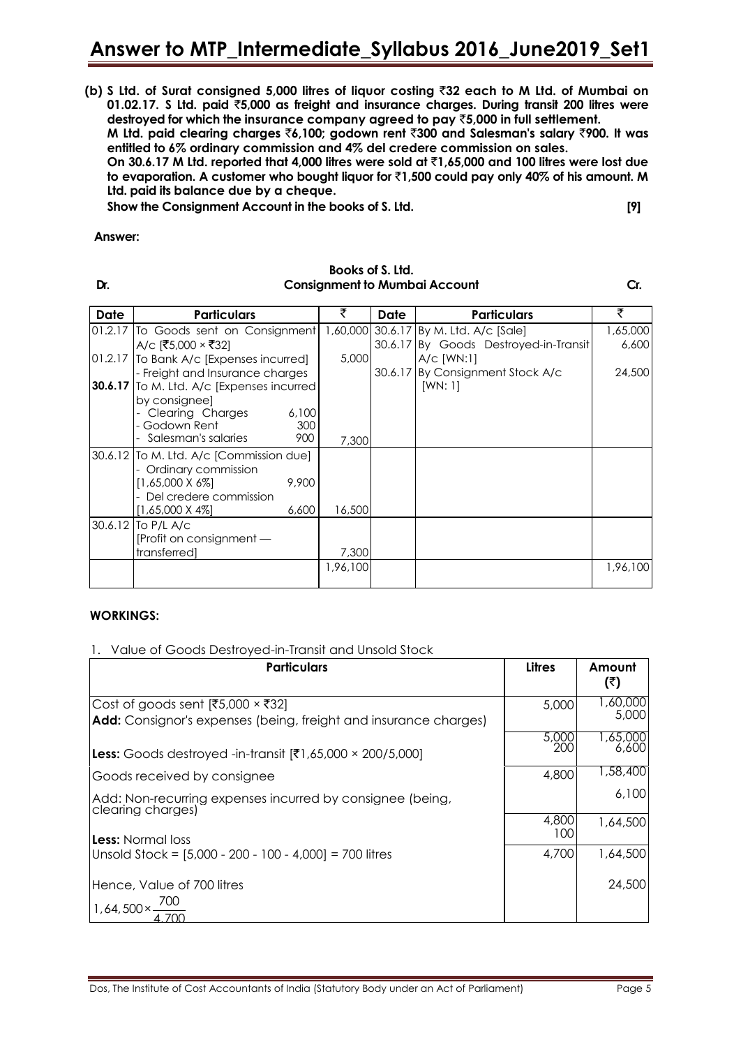**(b) S Ltd. of Surat consigned 5,000 litres of liquor costing ₹32 each to M Ltd. of Mumbai on 01.02.17. S Ltd. paid ₹5,000 as freight and insurance charges. During transit 200 litres were destroyed for which the insurance company agreed to pay ₹5,000 in full settlement.**
**M Ltd. paid clearing charges ₹6,100; godown rent ₹300 and Salesman's salary ₹900. It was entitled to 6% ordinary commission and 4% del credere commission on sales.**
**On 30.6.17 M Ltd. reported that 4,000 litres were sold at ₹1,65,000 and 100 litres were lost due to evaporation. A customer who bought liquor for ₹1,500 could pay only 40% of his amount. M Ltd. paid its balance due by a cheque.**
**Show the Consignment Account in the books of S. Ltd. [9]**

**Answer:**

**Books of S. Ltd.**
**Dr. Consignment to Mumbai Account Cr.**

| Date | Particulars | | ₹ | Date | Particulars | ₹ |
|---|---|---|---|---|---|---|
| 01.2.17 | To Goods sent on Consignment A/c [₹5,000 × ₹32] | | 1,60,000 | 30.6.17 | By M. Ltd. A/c [Sale] | 1,65,000 |
| 01.2.17 | To Bank A/c [Expenses incurred] - Freight and Insurance charges | | 5,000 | 30.6.17 | By Goods Destroyed-in-Transit A/c [WN:1] | 6,600 |
| **30.6.17** | To M. Ltd. A/c [Expenses incurred by consignee] | | | 30.6.17 | By Consignment Stock A/c [WN: 1] | 24,500 |
| | - Clearing Charges | 6,100 | | | | |
| | - Godown Rent | 300 | | | | |
| | - Salesman's salaries | 900 | 7,300 | | | |
| 30.6.12 | To M. Ltd. A/c [Commission due] | | | | | |
| | - Ordinary commission [1,65,000 X 6%] | 9,900 | | | | |
| | - Del credere commission [1,65,000 X 4%] | 6,600 | 16,500 | | | |
| 30.6.12 | To P/L A/c [Profit on consignment — transferred] | | 7,300 | | | |
| | | | 1,96,100 | | | 1,96,100 |

**WORKINGS:**

1. Value of Goods Destroyed-in-Transit and Unsold Stock

| Particulars | Litres | Amount (₹) |
|---|---|---|
| Cost of goods sent [₹5,000 × ₹32] | 5,000 | 1,60,000 |
| **Add:** Consignor's expenses (being, freight and insurance charges) | | 5,000 |
| | 5,000 | 1,65,000 |
| **Less:** Goods destroyed -in-transit [₹1,65,000 × 200/5,000] | 200 | 6,600 |
| Goods received by consignee | 4,800 | 1,58,400 |
| Add: Non-recurring expenses incurred by consignee (being, clearing charges) | | 6,100 |
| | 4,800 | 1,64,500 |
| **Less:** Normal loss | 100 | |
| Unsold Stock = [5,000 - 200 - 100 - 4,000] = 700 litres | 4,700 | 1,64,500 |
| Hence, Value of 700 litres $1,64,500 \times \frac{700}{4,700}$ | | 24,500 |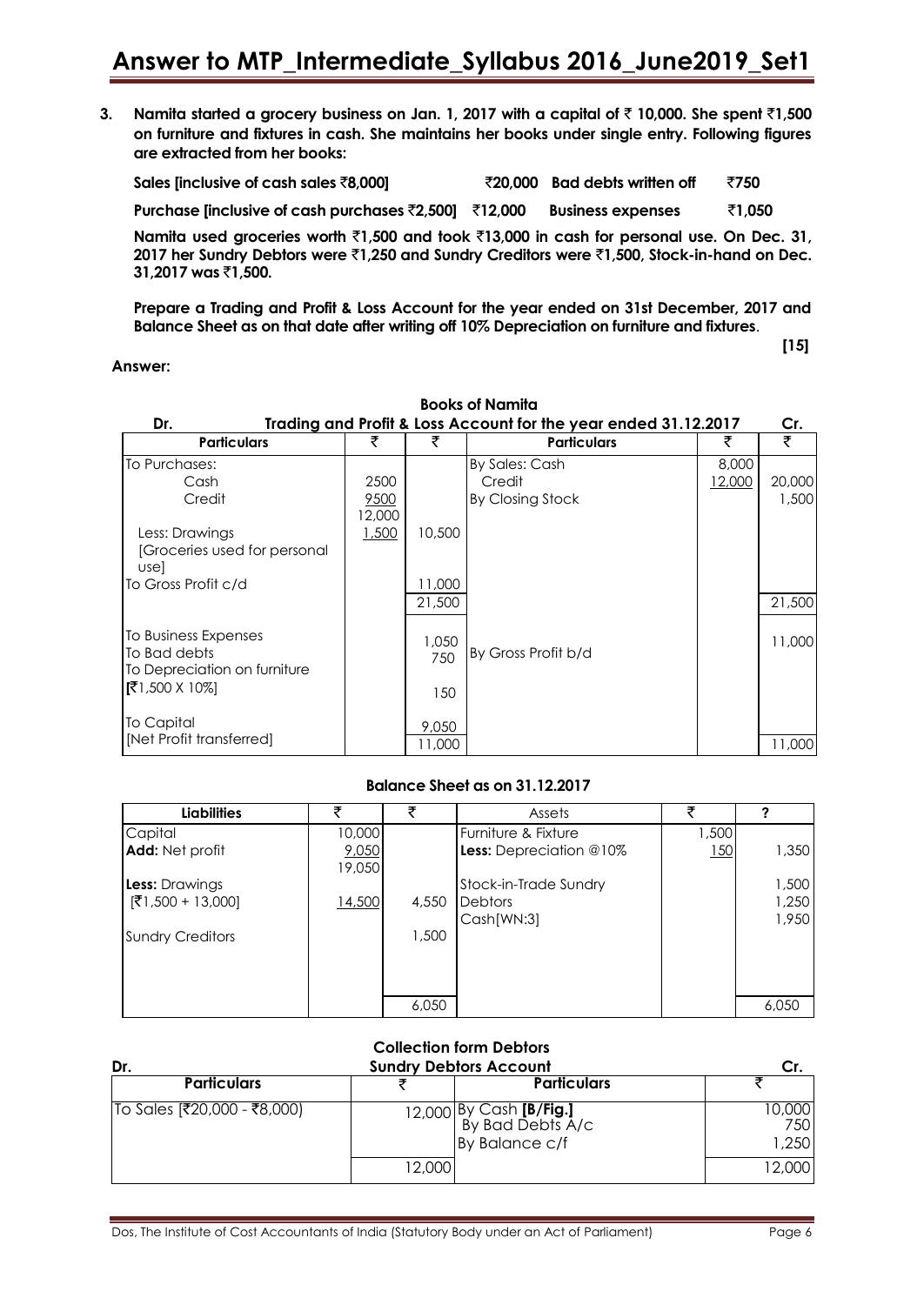# Answer to MTP_Intermediate_Syllabus 2016_June2019_Set1

**3. Namita started a grocery business on Jan. 1, 2017 with a capital of ₹ 10,000. She spent ₹1,500 on furniture and fixtures in cash. She maintains her books under single entry. Following figures are extracted from her books:**

| | | | |
|---|---|---|---|
| **Sales [inclusive of cash sales ₹8,000]** | **₹20,000** | **Bad debts written off** | **₹750** |
| **Purchase [inclusive of cash purchases ₹2,500]** | **₹12,000** | **Business expenses** | **₹1,050** |

**Namita used groceries worth ₹1,500 and took ₹13,000 in cash for personal use. On Dec. 31, 2017 her Sundry Debtors were ₹1,250 and Sundry Creditors were ₹1,500, Stock-in-hand on Dec. 31,2017 was ₹1,500.**

**Prepare a Trading and Profit & Loss Account for the year ended on 31st December, 2017 and Balance Sheet as on that date after writing off 10% Depreciation on furniture and fixtures.**

**[15]**

**Answer:**

**Books of Namita**

**Dr. Trading and Profit & Loss Account for the year ended 31.12.2017 Cr.**

| Particulars | ₹ | ₹ | Particulars | ₹ | ₹ |
|---|---|---|---|---|---|
| To Purchases: | | | By Sales: Cash | 8,000 | |
| Cash | 2500 | | Credit | 12,000 | 20,000 |
| Credit | 9500 | | By Closing Stock | | 1,500 |
| | 12,000 | | | | |
| Less: Drawings [Groceries used for personal use] | 1,500 | 10,500 | | | |
| To Gross Profit c/d | | 11,000 | | | |
| | | 21,500 | | | 21,500 |
| To Business Expenses | | 1,050 | By Gross Profit b/d | | 11,000 |
| To Bad debts | | 750 | | | |
| To Depreciation on furniture [₹1,500 X 10%] | | 150 | | | |
| To Capital [Net Profit transferred] | | 9,050 | | | |
| | | 11,000 | | | 11,000 |

**Balance Sheet as on 31.12.2017**

| Liabilities | ₹ | ₹ | Assets | ₹ | ? |
|---|---|---|---|---|---|
| Capital | 10,000 | | Furniture & Fixture | 1,500 | |
| **Add:** Net profit | 9,050 | | **Less:** Depreciation @10% | 150 | 1,350 |
| | 19,050 | | | | |
| **Less:** Drawings [₹1,500 + 13,000] | 14,500 | 4,550 | Stock-in-Trade Sundry | | 1,500 |
| | | | Debtors | | 1,250 |
| Sundry Creditors | | 1,500 | Cash[WN:3] | | 1,950 |
| | | 6,050 | | | 6,050 |

**Collection form Debtors**

**Dr. Sundry Debtors Account Cr.**

| Particulars | ₹ | Particulars | ₹ |
|---|---|---|---|
| To Sales [₹20,000 - ₹8,000) | 12,000 | By Cash **[B/Fig.]** | 10,000 |
| | | By Bad Debts A/c | 750 |
| | | By Balance c/f | 1,250 |
| | 12,000 | | 12,000 |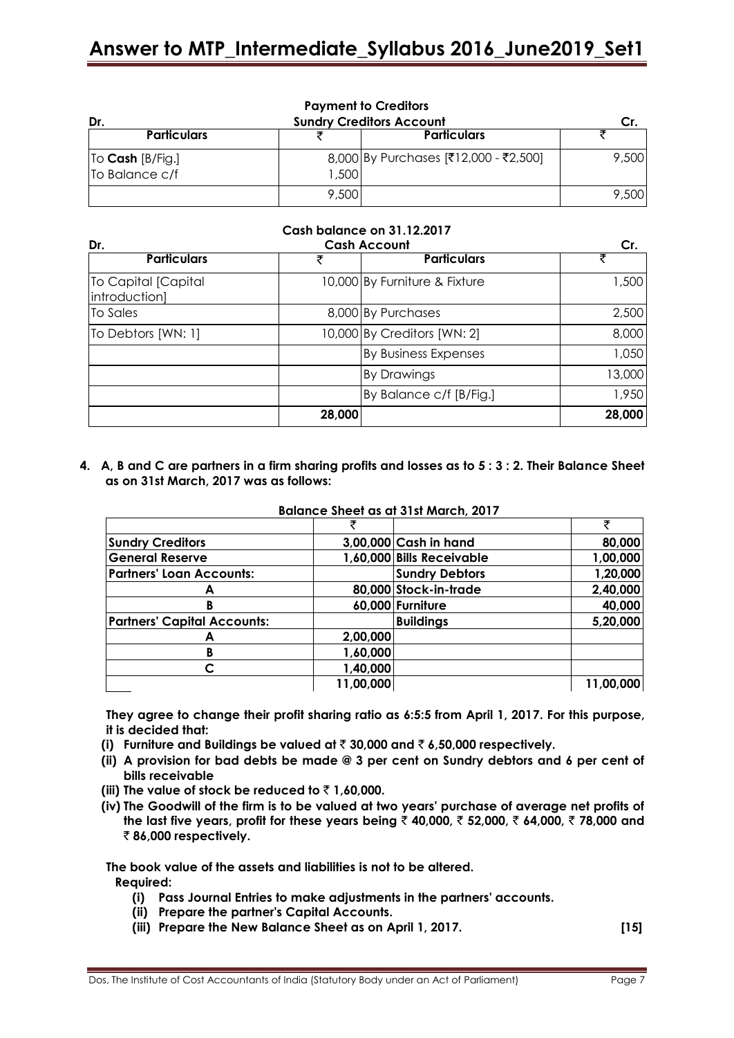**Payment to Creditors**

**Dr.** **Sundry Creditors Account** **Cr.**

| Particulars | ₹ | Particulars | ₹ |
|---|---|---|---|
| To **Cash** [B/Fig.] | 8,000 | By Purchases [₹12,000 - ₹2,500] | 9,500 |
| To Balance c/f | 1,500 | | |
| | 9,500 | | 9,500 |

**Cash balance on 31.12.2017**

**Dr.** **Cash Account** **Cr.**

| Particulars | ₹ | Particulars | ₹ |
|---|---|---|---|
| To Capital [Capital introduction] | 10,000 | By Furniture & Fixture | 1,500 |
| To Sales | 8,000 | By Purchases | 2,500 |
| To Debtors [WN: 1] | 10,000 | By Creditors [WN: 2] | 8,000 |
| | | By Business Expenses | 1,050 |
| | | By Drawings | 13,000 |
| | | By Balance c/f [B/Fig.] | 1,950 |
| | **28,000** | | **28,000** |

**4. A, B and C are partners in a firm sharing profits and losses as to 5 : 3 : 2. Their Balance Sheet as on 31st March, 2017 was as follows:**

**Balance Sheet as at 31st March, 2017**

| | ₹ | | ₹ |
|---|---|---|---|
| **Sundry Creditors** | 3,00,000 | Cash in hand | 80,000 |
| **General Reserve** | 1,60,000 | Bills Receivable | 1,00,000 |
| **Partners' Loan Accounts:** | | Sundry Debtors | 1,20,000 |
| A | 80,000 | Stock-in-trade | 2,40,000 |
| B | 60,000 | Furniture | 40,000 |
| **Partners' Capital Accounts:** | | Buildings | 5,20,000 |
| A | 2,00,000 | | |
| B | 1,60,000 | | |
| C | 1,40,000 | | |
| | 11,00,000 | | 11,00,000 |

**They agree to change their profit sharing ratio as 6:5:5 from April 1, 2017. For this purpose, it is decided that:**

**(i) Furniture and Buildings be valued at ₹ 30,000 and ₹ 6,50,000 respectively.**

**(ii) A provision for bad debts be made @ 3 per cent on Sundry debtors and 6 per cent of bills receivable**

**(iii) The value of stock be reduced to ₹ 1,60,000.**

**(iv) The Goodwill of the firm is to be valued at two years' purchase of average net profits of the last five years, profit for these years being ₹ 40,000, ₹ 52,000, ₹ 64,000, ₹ 78,000 and ₹ 86,000 respectively.**

**The book value of the assets and liabilities is not to be altered.**

**Required:**

**(i) Pass Journal Entries to make adjustments in the partners' accounts.**

**(ii) Prepare the partner's Capital Accounts.**

**(iii) Prepare the New Balance Sheet as on April 1, 2017.** **[15]**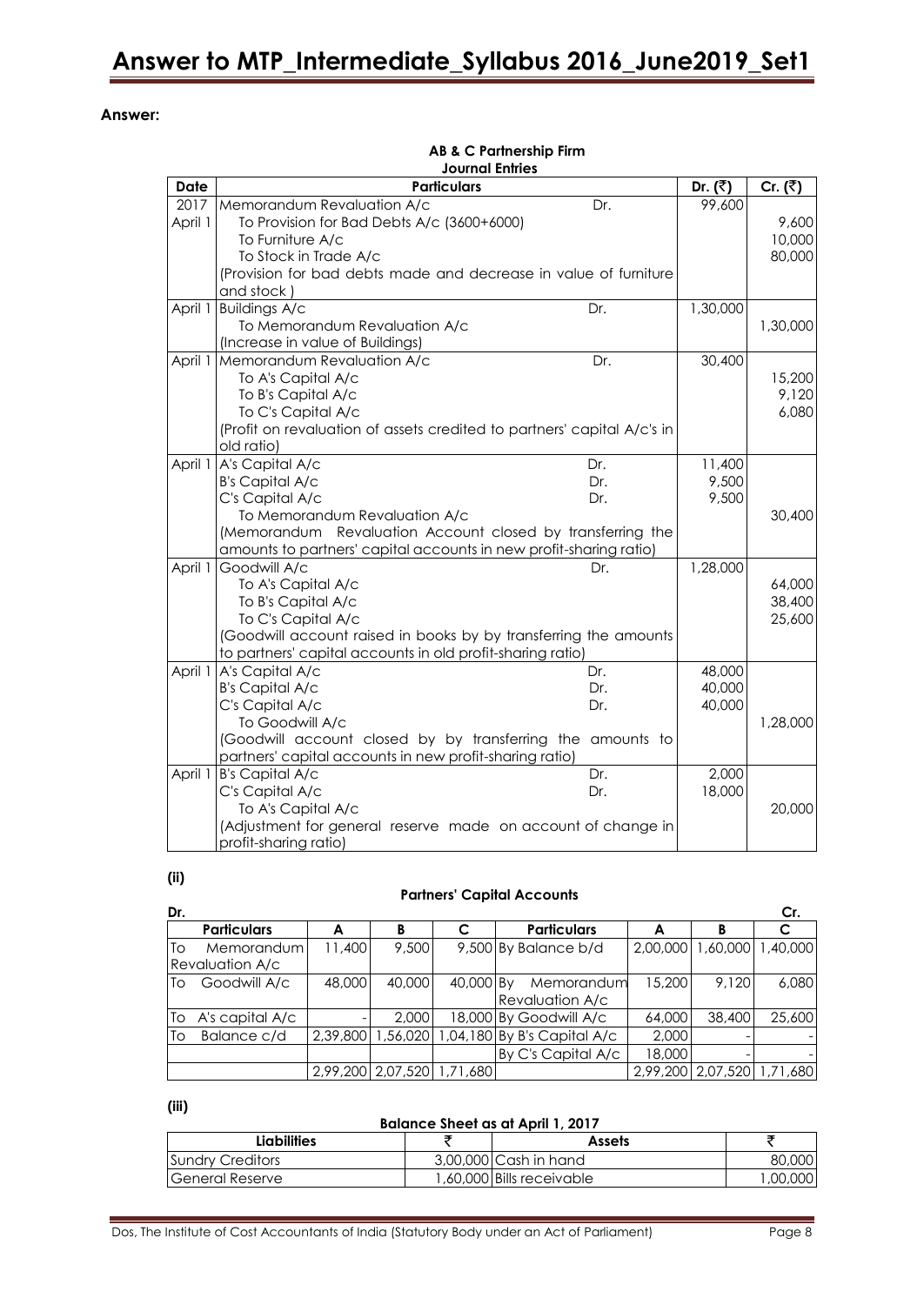**Answer:**

**AB & C Partnership Firm**
**Journal Entries**

| Date | Particulars | | Dr. (₹) | Cr. (₹) |
|---|---|---|---|---|
| 2017 April 1 | Memorandum Revaluation A/c | Dr. | 99,600 | |
| | To Provision for Bad Debts A/c (3600+6000) | | | 9,600 |
| | To Furniture A/c | | | 10,000 |
| | To Stock in Trade A/c | | | 80,000 |
| | (Provision for bad debts made and decrease in value of furniture and stock ) | | | |
| April 1 | Buildings A/c | Dr. | 1,30,000 | |
| | To Memorandum Revaluation A/c | | | 1,30,000 |
| | (Increase in value of Buildings) | | | |
| April 1 | Memorandum Revaluation A/c | Dr. | 30,400 | |
| | To A's Capital A/c | | | 15,200 |
| | To B's Capital A/c | | | 9,120 |
| | To C's Capital A/c | | | 6,080 |
| | (Profit on revaluation of assets credited to partners' capital A/c's in old ratio) | | | |
| April 1 | A's Capital A/c | Dr. | 11,400 | |
| | B's Capital A/c | Dr. | 9,500 | |
| | C's Capital A/c | Dr. | 9,500 | |
| | To Memorandum Revaluation A/c | | | 30,400 |
| | (Memorandum Revaluation Account closed by transferring the amounts to partners' capital accounts in new profit-sharing ratio) | | | |
| April 1 | Goodwill A/c | Dr. | 1,28,000 | |
| | To A's Capital A/c | | | 64,000 |
| | To B's Capital A/c | | | 38,400 |
| | To C's Capital A/c | | | 25,600 |
| | (Goodwill account raised in books by by transferring the amounts to partners' capital accounts in old profit-sharing ratio) | | | |
| April 1 | A's Capital A/c | Dr. | 48,000 | |
| | B's Capital A/c | Dr. | 40,000 | |
| | C's Capital A/c | Dr. | 40,000 | |
| | To Goodwill A/c | | | 1,28,000 |
| | (Goodwill account closed by by transferring the amounts to partners' capital accounts in new profit-sharing ratio) | | | |
| April 1 | B's Capital A/c | Dr. | 2,000 | |
| | C's Capital A/c | Dr. | 18,000 | |
| | To A's Capital A/c | | | 20,000 |
| | (Adjustment for general reserve made on account of change in profit-sharing ratio) | | | |

**(ii)**

**Partners' Capital Accounts**

Dr. | Cr.

| Particulars | A | B | C | Particulars | A | B | C |
|---|---|---|---|---|---|---|---|
| To Memorandum Revaluation A/c | 11,400 | 9,500 | 9,500 | By Balance b/d | 2,00,000 | 1,60,000 | 1,40,000 |
| To Goodwill A/c | 48,000 | 40,000 | 40,000 | By Memorandum Revaluation A/c | 15,200 | 9,120 | 6,080 |
| To A's capital A/c | - | 2,000 | 18,000 | By Goodwill A/c | 64,000 | 38,400 | 25,600 |
| To Balance c/d | 2,39,800 | 1,56,020 | 1,04,180 | By B's Capital A/c | 2,000 | - | - |
| | | | | By C's Capital A/c | 18,000 | - | - |
| | 2,99,200 | 2,07,520 | 1,71,680 | | 2,99,200 | 2,07,520 | 1,71,680 |

**(iii)**

**Balance Sheet as at April 1, 2017**

| Liabilities | ₹ | Assets | ₹ |
|---|---|---|---|
| Sundry Creditors | 3,00,000 | Cash in hand | 80,000 |
| General Reserve | 1,60,000 | Bills receivable | 1,00,000 |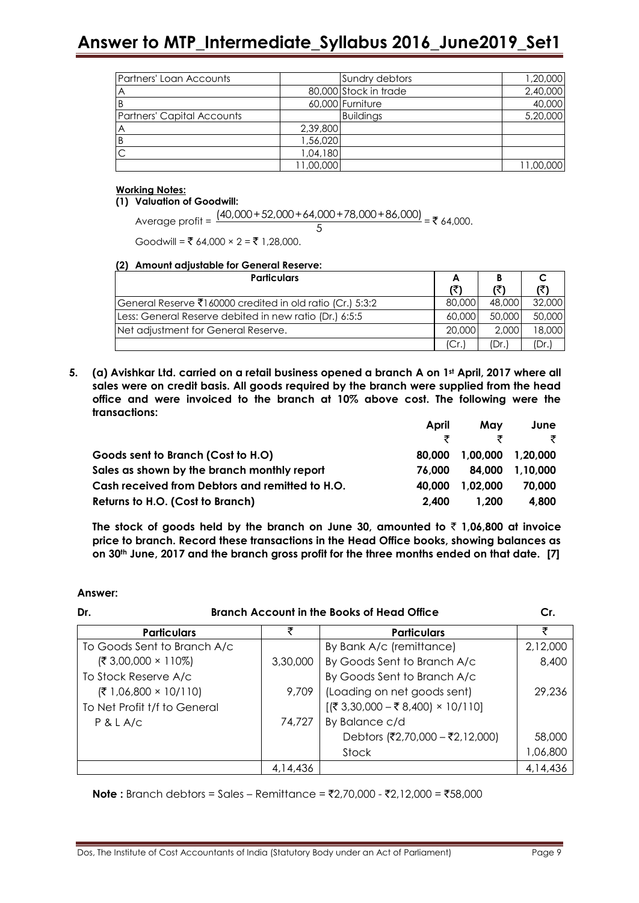| Partners' Loan Accounts | | Sundry debtors | 1,20,000 |
|---|---|---|---|
| A | 80,000 | Stock in trade | 2,40,000 |
| B | 60,000 | Furniture | 40,000 |
| Partners' Capital Accounts | | Buildings | 5,20,000 |
| A | 2,39,800 | | |
| B | 1,56,020 | | |
| C | 1,04,180 | | |
| | 11,00,000 | | 11,00,000 |

**Working Notes:**

**(1) Valuation of Goodwill:**

Average profit = $\frac{(40,000+52,000+64,000+78,000+86,000)}{5}$ = ₹ 64,000.

Goodwill = ₹ 64,000 × 2 = ₹ 1,28,000.

**(2) Amount adjustable for General Reserve:**

| Particulars | A (₹) | B (₹) | C (₹) |
|---|---|---|---|
| General Reserve ₹160000 credited in old ratio (Cr.) 5:3:2 | 80,000 | 48,000 | 32,000 |
| Less: General Reserve debited in new ratio (Dr.) 6:5:5 | 60,000 | 50,000 | 50,000 |
| Net adjustment for General Reserve. | 20,000 | 2,000 | 18,000 |
| | (Cr.) | (Dr.) | (Dr.) |

**5. (a) Avishkar Ltd. carried on a retail business opened a branch A on 1st April, 2017 where all sales were on credit basis. All goods required by the branch were supplied from the head office and were invoiced to the branch at 10% above cost. The following were the transactions:**

| | April ₹ | May ₹ | June ₹ |
|---|---|---|---|
| **Goods sent to Branch (Cost to H.O)** | **80,000** | **1,00,000** | **1,20,000** |
| **Sales as shown by the branch monthly report** | **76,000** | **84,000** | **1,10,000** |
| **Cash received from Debtors and remitted to H.O.** | **40,000** | **1,02,000** | **70,000** |
| **Returns to H.O. (Cost to Branch)** | **2,400** | **1,200** | **4,800** |

**The stock of goods held by the branch on June 30, amounted to ₹ 1,06,800 at invoice price to branch. Record these transactions in the Head Office books, showing balances as on 30th June, 2017 and the branch gross profit for the three months ended on that date. [7]**

**Answer:**

**Dr. Branch Account in the Books of Head Office Cr.**

| Particulars | ₹ | Particulars | ₹ |
|---|---|---|---|
| To Goods Sent to Branch A/c | | By Bank A/c (remittance) | 2,12,000 |
| (₹ 3,00,000 × 110%) | 3,30,000 | By Goods Sent to Branch A/c | 8,400 |
| To Stock Reserve A/c | | By Goods Sent to Branch A/c | |
| (₹ 1,06,800 × 10/110) | 9,709 | (Loading on net goods sent) | 29,236 |
| To Net Profit t/f to General | | [(₹ 3,30,000 – ₹ 8,400) × 10/110] | |
| P & L A/c | 74,727 | By Balance c/d | |
| | | Debtors (₹2,70,000 – ₹2,12,000) | 58,000 |
| | | Stock | 1,06,800 |
| | 4,14,436 | | 4,14,436 |

**Note :** Branch debtors = Sales – Remittance = ₹2,70,000 - ₹2,12,000 = ₹58,000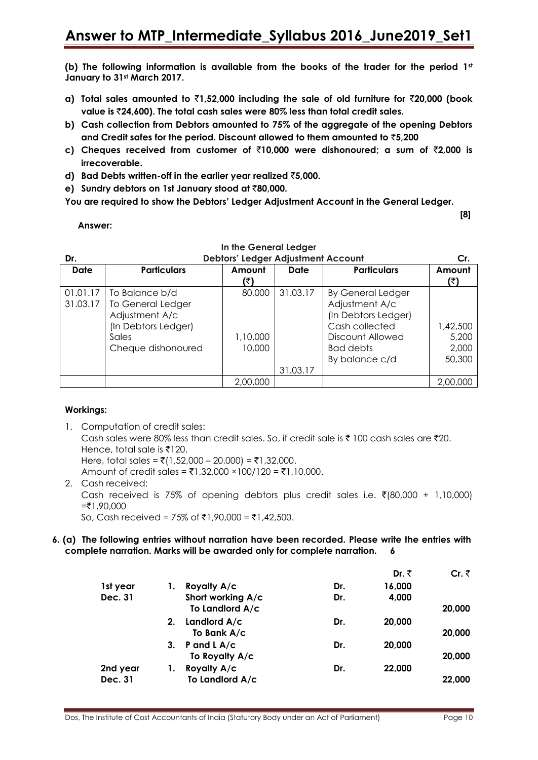**(b) The following information is available from the books of the trader for the period 1st January to 31st March 2017.**

- **a) Total sales amounted to ₹1,52,000 including the sale of old furniture for ₹20,000 (book value is ₹24,600). The total cash sales were 80% less than total credit sales.**
- **b) Cash collection from Debtors amounted to 75% of the aggregate of the opening Debtors and Credit safes for the period. Discount allowed to them amounted to ₹5,200**
- **c) Cheques received from customer of ₹10,000 were dishonoured; a sum of ₹2,000 is irrecoverable.**
- **d) Bad Debts written-off in the earlier year realized ₹5,000.**
- **e) Sundry debtors on 1st January stood at ₹80,000.**

**You are required to show the Debtors' Ledger Adjustment Account in the General Ledger.** **[8]**

**Answer:**

**In the General Ledger**

**Debtors' Ledger Adjustment Account**

| Dr. | | | | | Cr. |
|---|---|---|---|---|---|
| **Date** | **Particulars** | **Amount (₹)** | **Date** | **Particulars** | **Amount (₹)** |
| 01.01.17 | To Balance b/d | 80,000 | 31.03.17 | By General Ledger Adjustment A/c (In Debtors Ledger) | |
| 31.03.17 | To General Ledger Adjustment A/c (In Debtors Ledger) | | | Cash collected | 1,42,500 |
| | Sales | 1,10,000 | | Discount Allowed | 5,200 |
| | Cheque dishonoured | 10,000 | | Bad debts | 2,000 |
| | | | 31.03.17 | By balance c/d | 50,300 |
| | | 2,00,000 | | | 2,00,000 |

**Workings:**

1. Computation of credit sales:
   Cash sales were 80% less than credit sales. So, if credit sale is ₹ 100 cash sales are ₹20. Hence, total sale is ₹120.
   Here, total sales = ₹(1,52,000 – 20,000) = ₹1,32,000.
   Amount of credit sales = ₹1,32,000 ×100/120 = ₹1,10,000.
2. Cash received:
   Cash received is 75% of opening debtors plus credit sales i.e. ₹(80,000 + 1,10,000) =₹1,90,000
   So, Cash received = 75% of ₹1,90,000 = ₹1,42,500.

**6. (a) The following entries without narration have been recorded. Please write the entries with complete narration. Marks will be awarded only for complete narration.** **6**

| | | | | **Dr. ₹** | **Cr. ₹** |
|---|---|---|---|---|---|
| **1st year** | **1.** | **Royalty A/c** | **Dr.** | **16,000** | |
| **Dec. 31** | | **Short working A/c** | **Dr.** | **4,000** | |
| | | **To Landlord A/c** | | | **20,000** |
| | **2.** | **Landlord A/c** | **Dr.** | **20,000** | |
| | | **To Bank A/c** | | | **20,000** |
| | **3.** | **P and L A/c** | **Dr.** | **20,000** | |
| | | **To Royalty A/c** | | | **20,000** |
| **2nd year** | **1.** | **Royalty A/c** | **Dr.** | **22,000** | |
| **Dec. 31** | | **To Landlord A/c** | | | **22,000** |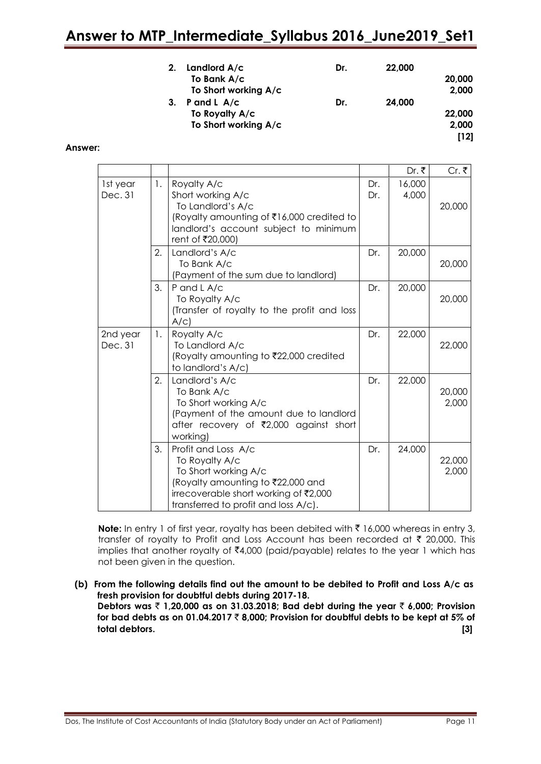| | | | |
|---|---|---|---|
| 2. | **Landlord A/c** | **Dr.** | **22,000** | |
| | **To Bank A/c** | | | **20,000** |
| | **To Short working A/c** | | | **2,000** |
| 3. | **P and L A/c** | **Dr.** | **24,000** | |
| | **To Royalty A/c** | | | **22,000** |
| | **To Short working A/c** | | | **2,000** |

**[12]**

**Answer:**

| | | | | Dr. ₹ | Cr. ₹ |
|---|---|---|---|---|---|
| 1st year Dec. 31 | 1. | Royalty A/c<br>Short working A/c<br>To Landlord's A/c<br>(Royalty amounting of ₹16,000 credited to landlord's account subject to minimum rent of ₹20,000) | Dr.<br>Dr. | 16,000<br>4,000 | 20,000 |
| | 2. | Landlord's A/c<br>To Bank A/c<br>(Payment of the sum due to landlord) | Dr. | 20,000 | 20,000 |
| | 3. | P and L A/c<br>To Royalty A/c<br>(Transfer of royalty to the profit and loss A/c) | Dr. | 20,000 | 20,000 |
| 2nd year Dec. 31 | 1. | Royalty A/c<br>To Landlord A/c<br>(Royalty amounting to ₹22,000 credited to landlord's A/c) | Dr. | 22,000 | 22,000 |
| | 2. | Landlord's A/c<br>To Bank A/c<br>To Short working A/c<br>(Payment of the amount due to landlord after recovery of ₹2,000 against short working) | Dr. | 22,000 | 20,000<br>2,000 |
| | 3. | Profit and Loss A/c<br>To Royalty A/c<br>To Short working A/c<br>(Royalty amounting to ₹22,000 and irrecoverable short working of ₹2,000 transferred to profit and loss A/c). | Dr. | 24,000 | 22,000<br>2,000 |

**Note:** In entry 1 of first year, royalty has been debited with ₹ 16,000 whereas in entry 3, transfer of royalty to Profit and Loss Account has been recorded at ₹ 20,000. This implies that another royalty of ₹4,000 (paid/payable) relates to the year 1 which has not been given in the question.

**(b) From the following details find out the amount to be debited to Profit and Loss A/c as fresh provision for doubtful debts during 2017-18.**
**Debtors was ₹ 1,20,000 as on 31.03.2018; Bad debt during the year ₹ 6,000; Provision for bad debts as on 01.04.2017 ₹ 8,000; Provision for doubtful debts to be kept at 5% of total debtors. [3]**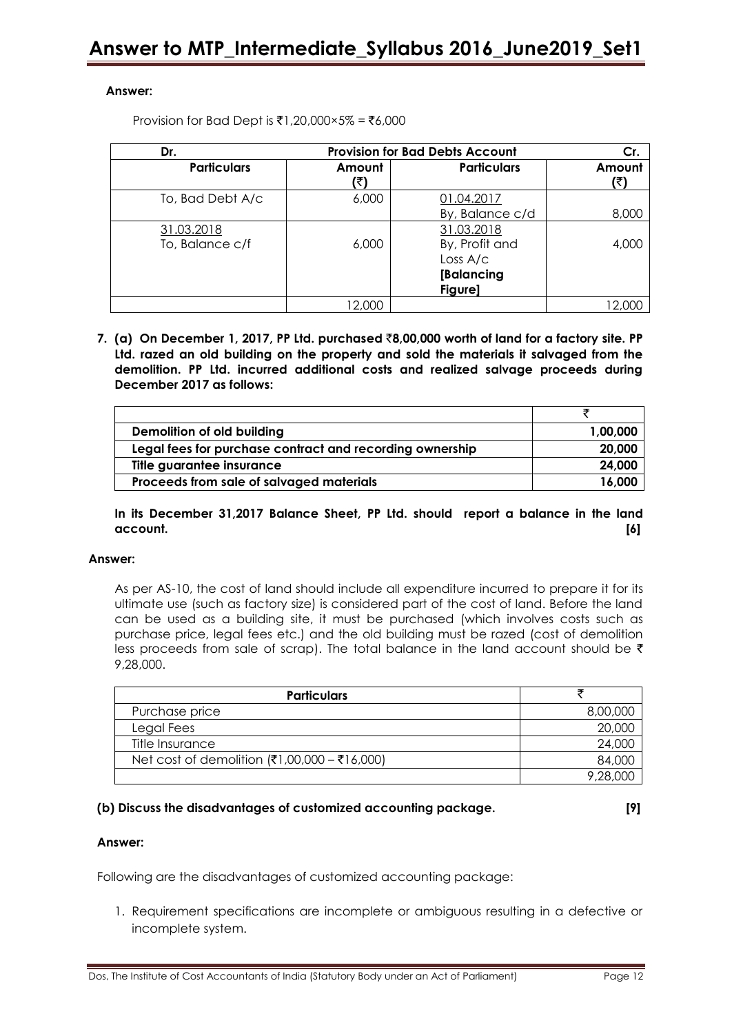**Answer:**

Provision for Bad Dept is ₹1,20,000×5% = ₹6,000

| Dr. | | Provision for Bad Debts Account | Cr. |
|---|---|---|---|
| **Particulars** | **Amount (₹)** | **Particulars** | **Amount (₹)** |
| To, Bad Debt A/c | 6,000 | 01.04.2017<br>By, Balance c/d | 8,000 |
| 31.03.2018<br>To, Balance c/f | 6,000 | 31.03.2018<br>By, Profit and Loss A/c **[Balancing Figure]** | 4,000 |
| | 12,000 | | 12,000 |

**7. (a) On December 1, 2017, PP Ltd. purchased ₹8,00,000 worth of land for a factory site. PP Ltd. razed an old building on the property and sold the materials it salvaged from the demolition. PP Ltd. incurred additional costs and realized salvage proceeds during December 2017 as follows:**

| | ₹ |
|---|---|
| **Demolition of old building** | **1,00,000** |
| **Legal fees for purchase contract and recording ownership** | **20,000** |
| **Title guarantee insurance** | **24,000** |
| **Proceeds from sale of salvaged materials** | **16,000** |

**In its December 31,2017 Balance Sheet, PP Ltd. should report a balance in the land account. [6]**

**Answer:**

As per AS-10, the cost of land should include all expenditure incurred to prepare it for its ultimate use (such as factory size) is considered part of the cost of land. Before the land can be used as a building site, it must be purchased (which involves costs such as purchase price, legal fees etc.) and the old building must be razed (cost of demolition less proceeds from sale of scrap). The total balance in the land account should be ₹ 9,28,000.

| **Particulars** | ₹ |
|---|---|
| Purchase price | 8,00,000 |
| Legal Fees | 20,000 |
| Title Insurance | 24,000 |
| Net cost of demolition (₹1,00,000 – ₹16,000) | 84,000 |
| | 9,28,000 |

**(b) Discuss the disadvantages of customized accounting package. [9]**

**Answer:**

Following are the disadvantages of customized accounting package:

1. Requirement specifications are incomplete or ambiguous resulting in a defective or incomplete system.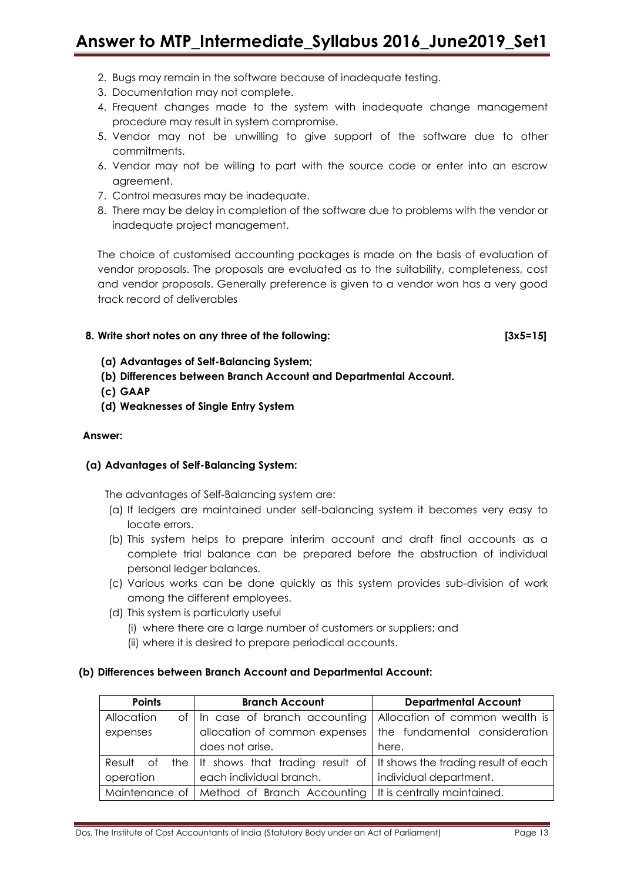2. Bugs may remain in the software because of inadequate testing.
3. Documentation may not complete.
4. Frequent changes made to the system with inadequate change management procedure may result in system compromise.
5. Vendor may not be unwilling to give support of the software due to other commitments.
6. Vendor may not be willing to part with the source code or enter into an escrow agreement.
7. Control measures may be inadequate.
8. There may be delay in completion of the software due to problems with the vendor or inadequate project management.

The choice of customised accounting packages is made on the basis of evaluation of vendor proposals. The proposals are evaluated as to the suitability, completeness, cost and vendor proposals. Generally preference is given to a vendor won has a very good track record of deliverables

**8. Write short notes on any three of the following: [3x5=15]**

**(a) Advantages of Self-Balancing System;**

**(b) Differences between Branch Account and Departmental Account.**

**(c) GAAP**

**(d) Weaknesses of Single Entry System**

**Answer:**

**(a) Advantages of Self-Balancing System:**

The advantages of Self-Balancing system are:

(a) If ledgers are maintained under self-balancing system it becomes very easy to locate errors.

(b) This system helps to prepare interim account and draft final accounts as a complete trial balance can be prepared before the abstruction of individual personal ledger balances.

(c) Various works can be done quickly as this system provides sub-division of work among the different employees.

(d) This system is particularly useful
   (i) where there are a large number of customers or suppliers; and
   (ii) where it is desired to prepare periodical accounts.

**(b) Differences between Branch Account and Departmental Account:**

| Points | Branch Account | Departmental Account |
|---|---|---|
| Allocation of expenses | In case of branch accounting allocation of common expenses does not arise. | Allocation of common wealth is the fundamental consideration here. |
| Result of the operation | It shows that trading result of each individual branch. | It shows the trading result of each individual department. |
| Maintenance of | Method of Branch Accounting | It is centrally maintained. |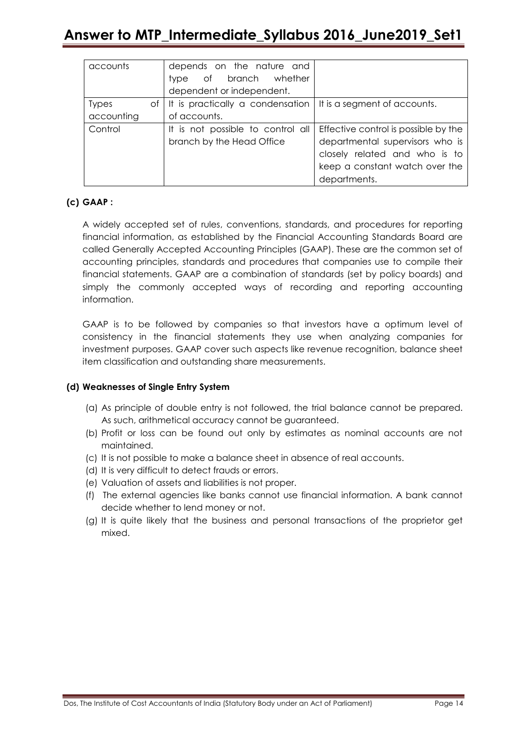| | | |
|---|---|---|
| accounts | depends on the nature and type of branch whether dependent or independent. | |
| Types of accounting | It is practically a condensation of accounts. | It is a segment of accounts. |
| Control | It is not possible to control all branch by the Head Office | Effective control is possible by the departmental supervisors who is closely related and who is to keep a constant watch over the departments. |

**(c) GAAP :**

A widely accepted set of rules, conventions, standards, and procedures for reporting financial information, as established by the Financial Accounting Standards Board are called Generally Accepted Accounting Principles (GAAP). These are the common set of accounting principles, standards and procedures that companies use to compile their financial statements. GAAP are a combination of standards (set by policy boards) and simply the commonly accepted ways of recording and reporting accounting information.

GAAP is to be followed by companies so that investors have a optimum level of consistency in the financial statements they use when analyzing companies for investment purposes. GAAP cover such aspects like revenue recognition, balance sheet item classification and outstanding share measurements.

**(d) Weaknesses of Single Entry System**

(a) As principle of double entry is not followed, the trial balance cannot be prepared. As such, arithmetical accuracy cannot be guaranteed.

(b) Profit or loss can be found out only by estimates as nominal accounts are not maintained.

(c) It is not possible to make a balance sheet in absence of real accounts.

(d) It is very difficult to detect frauds or errors.

(e) Valuation of assets and liabilities is not proper.

(f) The external agencies like banks cannot use financial information. A bank cannot decide whether to lend money or not.

(g) It is quite likely that the business and personal transactions of the proprietor get mixed.